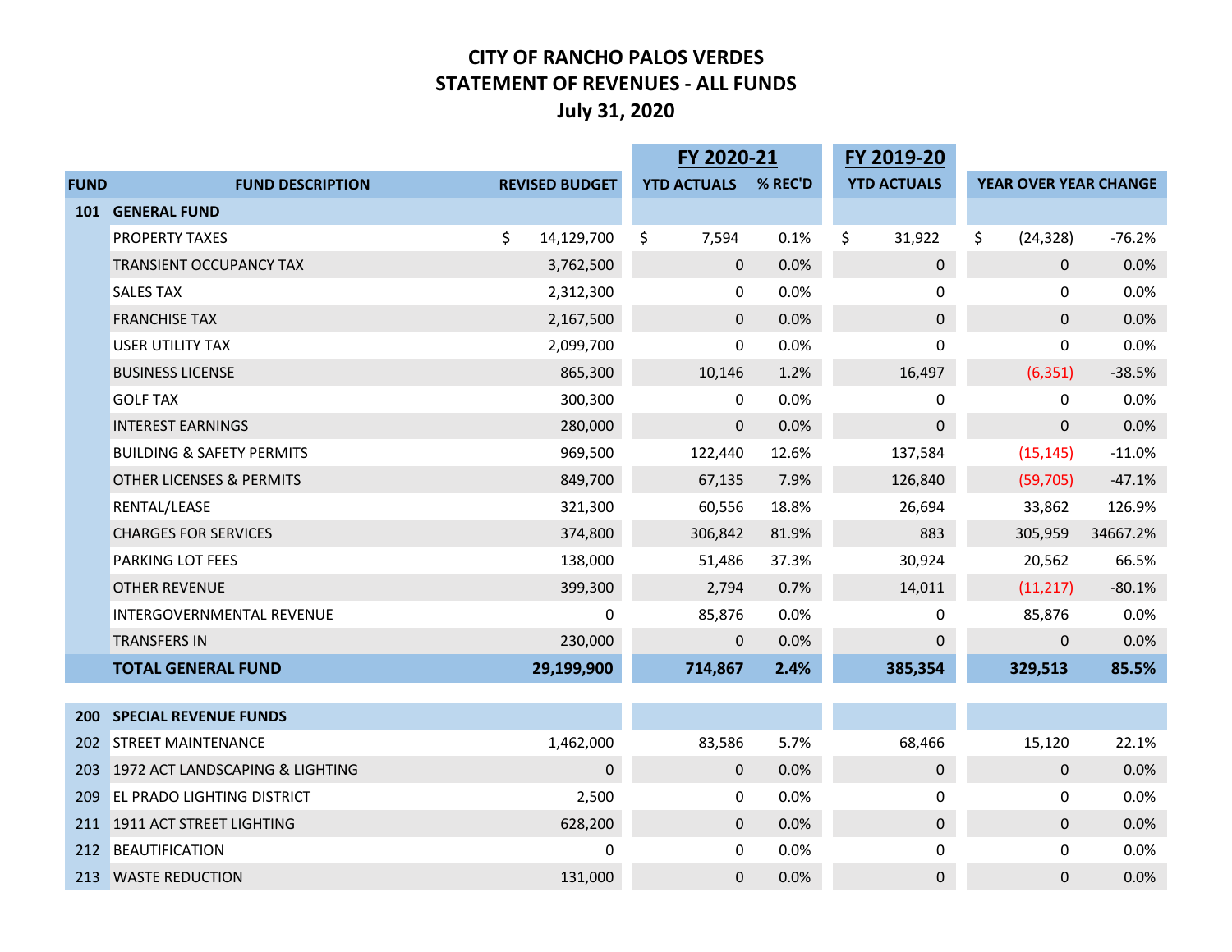# CITY OF RANCHO PALOS VERDES
## STATEMENT OF REVENUES - ALL FUNDS
### July 31, 2020

| FUND | FUND DESCRIPTION | REVISED BUDGET | FY 2020-21 YTD ACTUALS | FY 2020-21 % REC'D | FY 2019-20 YTD ACTUALS | YEAR OVER YEAR CHANGE | |
|---|---|---|---|---|---|---|---|
| **101** | **GENERAL FUND** | | | | | | |
| | PROPERTY TAXES | $ 14,129,700 | $ 7,594 | 0.1% | $ 31,922 | $ (24,328) | -76.2% |
| | TRANSIENT OCCUPANCY TAX | 3,762,500 | 0 | 0.0% | 0 | 0 | 0.0% |
| | SALES TAX | 2,312,300 | 0 | 0.0% | 0 | 0 | 0.0% |
| | FRANCHISE TAX | 2,167,500 | 0 | 0.0% | 0 | 0 | 0.0% |
| | USER UTILITY TAX | 2,099,700 | 0 | 0.0% | 0 | 0 | 0.0% |
| | BUSINESS LICENSE | 865,300 | 10,146 | 1.2% | 16,497 | (6,351) | -38.5% |
| | GOLF TAX | 300,300 | 0 | 0.0% | 0 | 0 | 0.0% |
| | INTEREST EARNINGS | 280,000 | 0 | 0.0% | 0 | 0 | 0.0% |
| | BUILDING & SAFETY PERMITS | 969,500 | 122,440 | 12.6% | 137,584 | (15,145) | -11.0% |
| | OTHER LICENSES & PERMITS | 849,700 | 67,135 | 7.9% | 126,840 | (59,705) | -47.1% |
| | RENTAL/LEASE | 321,300 | 60,556 | 18.8% | 26,694 | 33,862 | 126.9% |
| | CHARGES FOR SERVICES | 374,800 | 306,842 | 81.9% | 883 | 305,959 | 34667.2% |
| | PARKING LOT FEES | 138,000 | 51,486 | 37.3% | 30,924 | 20,562 | 66.5% |
| | OTHER REVENUE | 399,300 | 2,794 | 0.7% | 14,011 | (11,217) | -80.1% |
| | INTERGOVERNMENTAL REVENUE | 0 | 85,876 | 0.0% | 0 | 85,876 | 0.0% |
| | TRANSFERS IN | 230,000 | 0 | 0.0% | 0 | 0 | 0.0% |
| | **TOTAL GENERAL FUND** | **29,199,900** | **714,867** | **2.4%** | **385,354** | **329,513** | **85.5%** |
| **200** | **SPECIAL REVENUE FUNDS** | | | | | | |
| 202 | STREET MAINTENANCE | 1,462,000 | 83,586 | 5.7% | 68,466 | 15,120 | 22.1% |
| 203 | 1972 ACT LANDSCAPING & LIGHTING | 0 | 0 | 0.0% | 0 | 0 | 0.0% |
| 209 | EL PRADO LIGHTING DISTRICT | 2,500 | 0 | 0.0% | 0 | 0 | 0.0% |
| 211 | 1911 ACT STREET LIGHTING | 628,200 | 0 | 0.0% | 0 | 0 | 0.0% |
| 212 | BEAUTIFICATION | 0 | 0 | 0.0% | 0 | 0 | 0.0% |
| 213 | WASTE REDUCTION | 131,000 | 0 | 0.0% | 0 | 0 | 0.0% |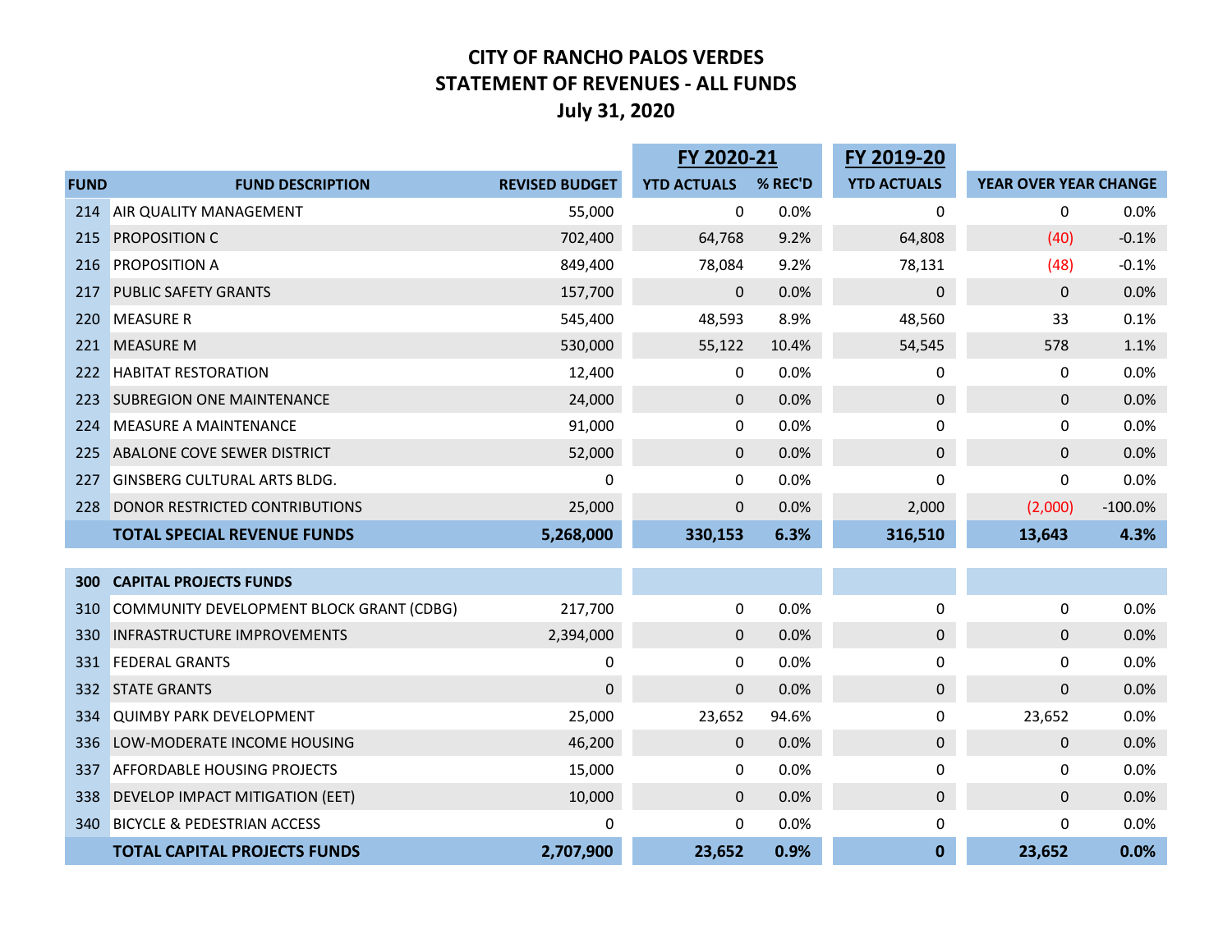# CITY OF RANCHO PALOS VERDES
## STATEMENT OF REVENUES - ALL FUNDS
### July 31, 2020

| FUND | FUND DESCRIPTION | REVISED BUDGET | FY 2020-21 YTD ACTUALS | FY 2020-21 % REC'D | FY 2019-20 YTD ACTUALS | YEAR OVER YEAR CHANGE | |
|---|---|---|---|---|---|---|---|
| 214 | AIR QUALITY MANAGEMENT | 55,000 | 0 | 0.0% | 0 | 0 | 0.0% |
| 215 | PROPOSITION C | 702,400 | 64,768 | 9.2% | 64,808 | (40) | -0.1% |
| 216 | PROPOSITION A | 849,400 | 78,084 | 9.2% | 78,131 | (48) | -0.1% |
| 217 | PUBLIC SAFETY GRANTS | 157,700 | 0 | 0.0% | 0 | 0 | 0.0% |
| 220 | MEASURE R | 545,400 | 48,593 | 8.9% | 48,560 | 33 | 0.1% |
| 221 | MEASURE M | 530,000 | 55,122 | 10.4% | 54,545 | 578 | 1.1% |
| 222 | HABITAT RESTORATION | 12,400 | 0 | 0.0% | 0 | 0 | 0.0% |
| 223 | SUBREGION ONE MAINTENANCE | 24,000 | 0 | 0.0% | 0 | 0 | 0.0% |
| 224 | MEASURE A MAINTENANCE | 91,000 | 0 | 0.0% | 0 | 0 | 0.0% |
| 225 | ABALONE COVE SEWER DISTRICT | 52,000 | 0 | 0.0% | 0 | 0 | 0.0% |
| 227 | GINSBERG CULTURAL ARTS BLDG. | 0 | 0 | 0.0% | 0 | 0 | 0.0% |
| 228 | DONOR RESTRICTED CONTRIBUTIONS | 25,000 | 0 | 0.0% | 2,000 | (2,000) | -100.0% |
| | **TOTAL SPECIAL REVENUE FUNDS** | **5,268,000** | **330,153** | **6.3%** | **316,510** | **13,643** | **4.3%** |
| | | | | | | | |
| **300** | **CAPITAL PROJECTS FUNDS** | | | | | | |
| 310 | COMMUNITY DEVELOPMENT BLOCK GRANT (CDBG) | 217,700 | 0 | 0.0% | 0 | 0 | 0.0% |
| 330 | INFRASTRUCTURE IMPROVEMENTS | 2,394,000 | 0 | 0.0% | 0 | 0 | 0.0% |
| 331 | FEDERAL GRANTS | 0 | 0 | 0.0% | 0 | 0 | 0.0% |
| 332 | STATE GRANTS | 0 | 0 | 0.0% | 0 | 0 | 0.0% |
| 334 | QUIMBY PARK DEVELOPMENT | 25,000 | 23,652 | 94.6% | 0 | 23,652 | 0.0% |
| 336 | LOW-MODERATE INCOME HOUSING | 46,200 | 0 | 0.0% | 0 | 0 | 0.0% |
| 337 | AFFORDABLE HOUSING PROJECTS | 15,000 | 0 | 0.0% | 0 | 0 | 0.0% |
| 338 | DEVELOP IMPACT MITIGATION (EET) | 10,000 | 0 | 0.0% | 0 | 0 | 0.0% |
| 340 | BICYCLE & PEDESTRIAN ACCESS | 0 | 0 | 0.0% | 0 | 0 | 0.0% |
| | **TOTAL CAPITAL PROJECTS FUNDS** | **2,707,900** | **23,652** | **0.9%** | **0** | **23,652** | **0.0%** |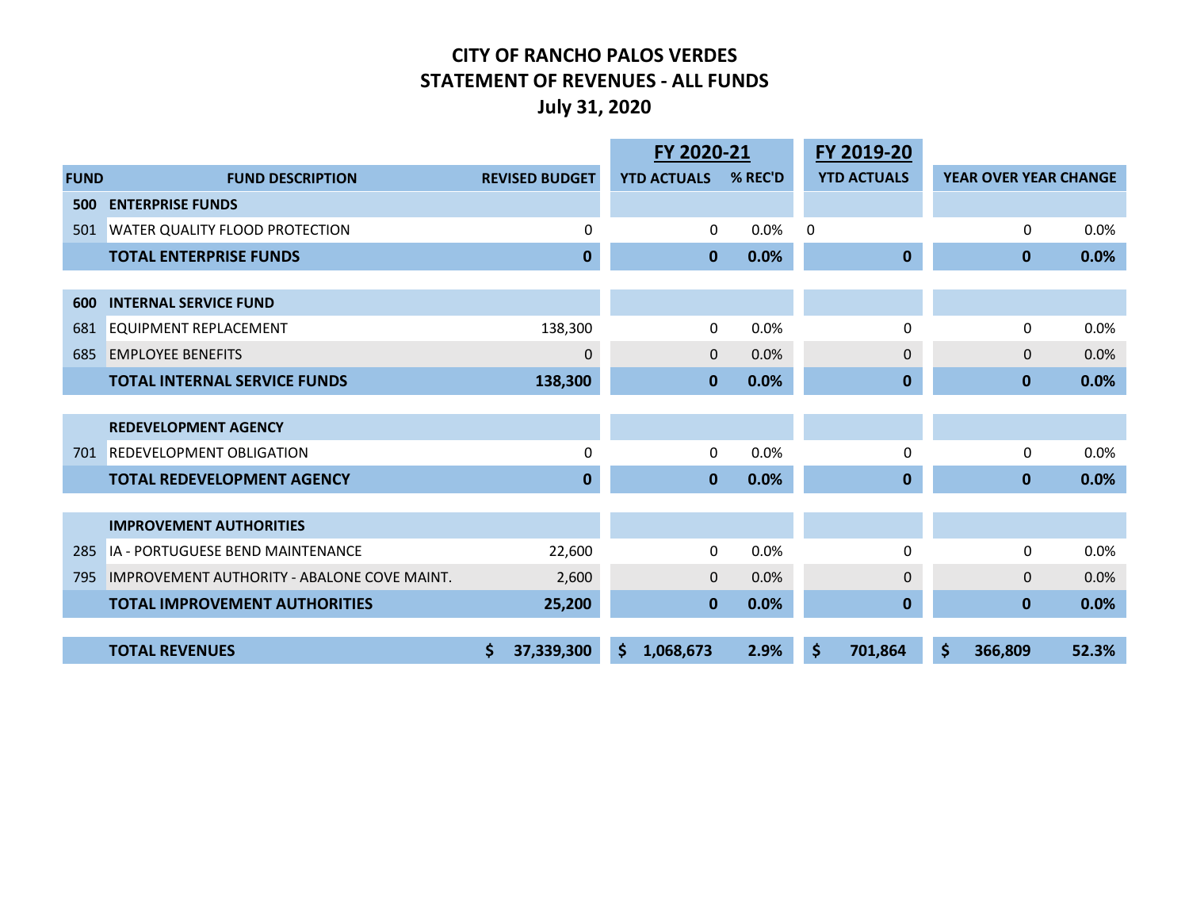# CITY OF RANCHO PALOS VERDES
## STATEMENT OF REVENUES - ALL FUNDS
### July 31, 2020

| FUND | FUND DESCRIPTION | REVISED BUDGET | FY 2020-21 YTD ACTUALS | FY 2020-21 % REC'D | FY 2019-20 YTD ACTUALS | YEAR OVER YEAR CHANGE | |
|---|---|---|---|---|---|---|---|
| **500** | **ENTERPRISE FUNDS** | | | | | | |
| 501 | WATER QUALITY FLOOD PROTECTION | 0 | 0 | 0.0% | 0 | 0 | 0.0% |
| | **TOTAL ENTERPRISE FUNDS** | **0** | **0** | **0.0%** | **0** | **0** | **0.0%** |
| **600** | **INTERNAL SERVICE FUND** | | | | | | |
| 681 | EQUIPMENT REPLACEMENT | 138,300 | 0 | 0.0% | 0 | 0 | 0.0% |
| 685 | EMPLOYEE BENEFITS | 0 | 0 | 0.0% | 0 | 0 | 0.0% |
| | **TOTAL INTERNAL SERVICE FUNDS** | **138,300** | **0** | **0.0%** | **0** | **0** | **0.0%** |
| | **REDEVELOPMENT AGENCY** | | | | | | |
| 701 | REDEVELOPMENT OBLIGATION | 0 | 0 | 0.0% | 0 | 0 | 0.0% |
| | **TOTAL REDEVELOPMENT AGENCY** | **0** | **0** | **0.0%** | **0** | **0** | **0.0%** |
| | **IMPROVEMENT AUTHORITIES** | | | | | | |
| 285 | IA - PORTUGUESE BEND MAINTENANCE | 22,600 | 0 | 0.0% | 0 | 0 | 0.0% |
| 795 | IMPROVEMENT AUTHORITY - ABALONE COVE MAINT. | 2,600 | 0 | 0.0% | 0 | 0 | 0.0% |
| | **TOTAL IMPROVEMENT AUTHORITIES** | **25,200** | **0** | **0.0%** | **0** | **0** | **0.0%** |
| | **TOTAL REVENUES** | **$ 37,339,300** | **$ 1,068,673** | **2.9%** | **$ 701,864** | **$ 366,809** | **52.3%** |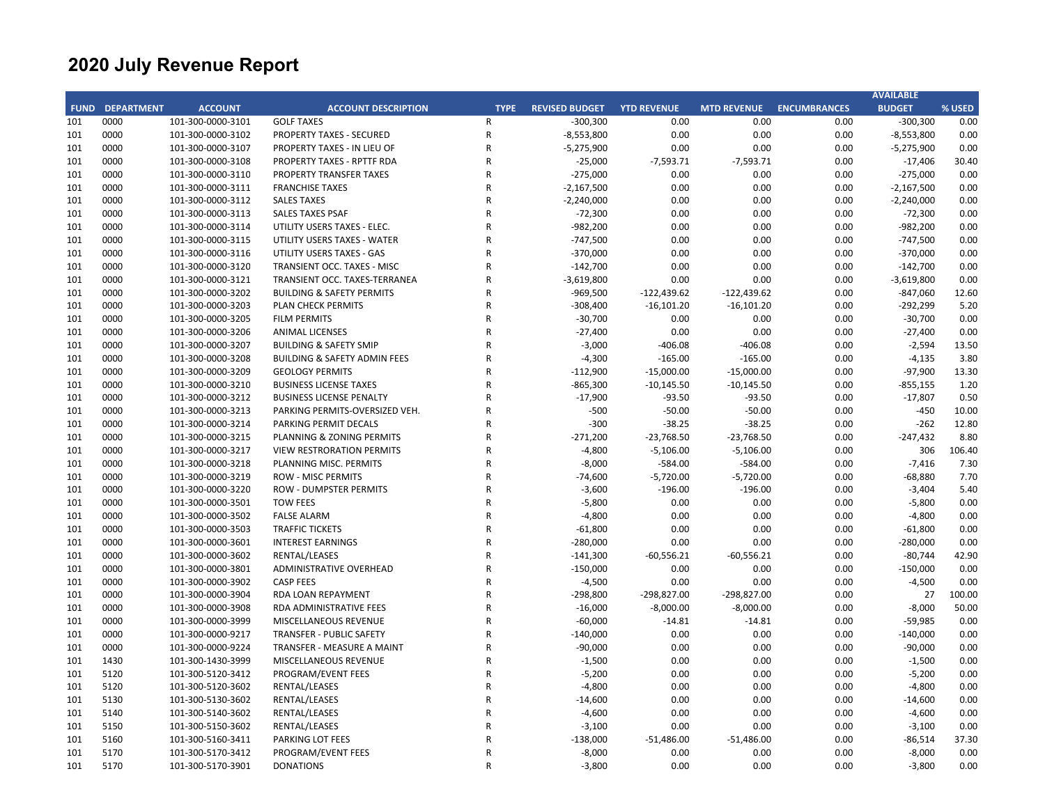# 2020 July Revenue Report

| FUND | DEPARTMENT | ACCOUNT | ACCOUNT DESCRIPTION | TYPE | REVISED BUDGET | YTD REVENUE | MTD REVENUE | ENCUMBRANCES | AVAILABLE BUDGET | % USED |
|---|---|---|---|---|---|---|---|---|---|---|
| 101 | 0000 | 101-300-0000-3101 | GOLF TAXES | R | -300,300 | 0.00 | 0.00 | 0.00 | -300,300 | 0.00 |
| 101 | 0000 | 101-300-0000-3102 | PROPERTY TAXES - SECURED | R | -8,553,800 | 0.00 | 0.00 | 0.00 | -8,553,800 | 0.00 |
| 101 | 0000 | 101-300-0000-3107 | PROPERTY TAXES - IN LIEU OF | R | -5,275,900 | 0.00 | 0.00 | 0.00 | -5,275,900 | 0.00 |
| 101 | 0000 | 101-300-0000-3108 | PROPERTY TAXES - RPTTF RDA | R | -25,000 | -7,593.71 | -7,593.71 | 0.00 | -17,406 | 30.40 |
| 101 | 0000 | 101-300-0000-3110 | PROPERTY TRANSFER TAXES | R | -275,000 | 0.00 | 0.00 | 0.00 | -275,000 | 0.00 |
| 101 | 0000 | 101-300-0000-3111 | FRANCHISE TAXES | R | -2,167,500 | 0.00 | 0.00 | 0.00 | -2,167,500 | 0.00 |
| 101 | 0000 | 101-300-0000-3112 | SALES TAXES | R | -2,240,000 | 0.00 | 0.00 | 0.00 | -2,240,000 | 0.00 |
| 101 | 0000 | 101-300-0000-3113 | SALES TAXES PSAF | R | -72,300 | 0.00 | 0.00 | 0.00 | -72,300 | 0.00 |
| 101 | 0000 | 101-300-0000-3114 | UTILITY USERS TAXES - ELEC. | R | -982,200 | 0.00 | 0.00 | 0.00 | -982,200 | 0.00 |
| 101 | 0000 | 101-300-0000-3115 | UTILITY USERS TAXES - WATER | R | -747,500 | 0.00 | 0.00 | 0.00 | -747,500 | 0.00 |
| 101 | 0000 | 101-300-0000-3116 | UTILITY USERS TAXES - GAS | R | -370,000 | 0.00 | 0.00 | 0.00 | -370,000 | 0.00 |
| 101 | 0000 | 101-300-0000-3120 | TRANSIENT OCC. TAXES - MISC | R | -142,700 | 0.00 | 0.00 | 0.00 | -142,700 | 0.00 |
| 101 | 0000 | 101-300-0000-3121 | TRANSIENT OCC. TAXES-TERRANEA | R | -3,619,800 | 0.00 | 0.00 | 0.00 | -3,619,800 | 0.00 |
| 101 | 0000 | 101-300-0000-3202 | BUILDING & SAFETY PERMITS | R | -969,500 | -122,439.62 | -122,439.62 | 0.00 | -847,060 | 12.60 |
| 101 | 0000 | 101-300-0000-3203 | PLAN CHECK PERMITS | R | -308,400 | -16,101.20 | -16,101.20 | 0.00 | -292,299 | 5.20 |
| 101 | 0000 | 101-300-0000-3205 | FILM PERMITS | R | -30,700 | 0.00 | 0.00 | 0.00 | -30,700 | 0.00 |
| 101 | 0000 | 101-300-0000-3206 | ANIMAL LICENSES | R | -27,400 | 0.00 | 0.00 | 0.00 | -27,400 | 0.00 |
| 101 | 0000 | 101-300-0000-3207 | BUILDING & SAFETY SMIP | R | -3,000 | -406.08 | -406.08 | 0.00 | -2,594 | 13.50 |
| 101 | 0000 | 101-300-0000-3208 | BUILDING & SAFETY ADMIN FEES | R | -4,300 | -165.00 | -165.00 | 0.00 | -4,135 | 3.80 |
| 101 | 0000 | 101-300-0000-3209 | GEOLOGY PERMITS | R | -112,900 | -15,000.00 | -15,000.00 | 0.00 | -97,900 | 13.30 |
| 101 | 0000 | 101-300-0000-3210 | BUSINESS LICENSE TAXES | R | -865,300 | -10,145.50 | -10,145.50 | 0.00 | -855,155 | 1.20 |
| 101 | 0000 | 101-300-0000-3212 | BUSINESS LICENSE PENALTY | R | -17,900 | -93.50 | -93.50 | 0.00 | -17,807 | 0.50 |
| 101 | 0000 | 101-300-0000-3213 | PARKING PERMITS-OVERSIZED VEH. | R | -500 | -50.00 | -50.00 | 0.00 | -450 | 10.00 |
| 101 | 0000 | 101-300-0000-3214 | PARKING PERMIT DECALS | R | -300 | -38.25 | -38.25 | 0.00 | -262 | 12.80 |
| 101 | 0000 | 101-300-0000-3215 | PLANNING & ZONING PERMITS | R | -271,200 | -23,768.50 | -23,768.50 | 0.00 | -247,432 | 8.80 |
| 101 | 0000 | 101-300-0000-3217 | VIEW RESTRORATION PERMITS | R | -4,800 | -5,106.00 | -5,106.00 | 0.00 | 306 | 106.40 |
| 101 | 0000 | 101-300-0000-3218 | PLANNING MISC. PERMITS | R | -8,000 | -584.00 | -584.00 | 0.00 | -7,416 | 7.30 |
| 101 | 0000 | 101-300-0000-3219 | ROW - MISC PERMITS | R | -74,600 | -5,720.00 | -5,720.00 | 0.00 | -68,880 | 7.70 |
| 101 | 0000 | 101-300-0000-3220 | ROW - DUMPSTER PERMITS | R | -3,600 | -196.00 | -196.00 | 0.00 | -3,404 | 5.40 |
| 101 | 0000 | 101-300-0000-3501 | TOW FEES | R | -5,800 | 0.00 | 0.00 | 0.00 | -5,800 | 0.00 |
| 101 | 0000 | 101-300-0000-3502 | FALSE ALARM | R | -4,800 | 0.00 | 0.00 | 0.00 | -4,800 | 0.00 |
| 101 | 0000 | 101-300-0000-3503 | TRAFFIC TICKETS | R | -61,800 | 0.00 | 0.00 | 0.00 | -61,800 | 0.00 |
| 101 | 0000 | 101-300-0000-3601 | INTEREST EARNINGS | R | -280,000 | 0.00 | 0.00 | 0.00 | -280,000 | 0.00 |
| 101 | 0000 | 101-300-0000-3602 | RENTAL/LEASES | R | -141,300 | -60,556.21 | -60,556.21 | 0.00 | -80,744 | 42.90 |
| 101 | 0000 | 101-300-0000-3801 | ADMINISTRATIVE OVERHEAD | R | -150,000 | 0.00 | 0.00 | 0.00 | -150,000 | 0.00 |
| 101 | 0000 | 101-300-0000-3902 | CASP FEES | R | -4,500 | 0.00 | 0.00 | 0.00 | -4,500 | 0.00 |
| 101 | 0000 | 101-300-0000-3904 | RDA LOAN REPAYMENT | R | -298,800 | -298,827.00 | -298,827.00 | 0.00 | 27 | 100.00 |
| 101 | 0000 | 101-300-0000-3908 | RDA ADMINISTRATIVE FEES | R | -16,000 | -8,000.00 | -8,000.00 | 0.00 | -8,000 | 50.00 |
| 101 | 0000 | 101-300-0000-3999 | MISCELLANEOUS REVENUE | R | -60,000 | -14.81 | -14.81 | 0.00 | -59,985 | 0.00 |
| 101 | 0000 | 101-300-0000-9217 | TRANSFER - PUBLIC SAFETY | R | -140,000 | 0.00 | 0.00 | 0.00 | -140,000 | 0.00 |
| 101 | 0000 | 101-300-0000-9224 | TRANSFER - MEASURE A MAINT | R | -90,000 | 0.00 | 0.00 | 0.00 | -90,000 | 0.00 |
| 101 | 1430 | 101-300-1430-3999 | MISCELLANEOUS REVENUE | R | -1,500 | 0.00 | 0.00 | 0.00 | -1,500 | 0.00 |
| 101 | 5120 | 101-300-5120-3412 | PROGRAM/EVENT FEES | R | -5,200 | 0.00 | 0.00 | 0.00 | -5,200 | 0.00 |
| 101 | 5120 | 101-300-5120-3602 | RENTAL/LEASES | R | -4,800 | 0.00 | 0.00 | 0.00 | -4,800 | 0.00 |
| 101 | 5130 | 101-300-5130-3602 | RENTAL/LEASES | R | -14,600 | 0.00 | 0.00 | 0.00 | -14,600 | 0.00 |
| 101 | 5140 | 101-300-5140-3602 | RENTAL/LEASES | R | -4,600 | 0.00 | 0.00 | 0.00 | -4,600 | 0.00 |
| 101 | 5150 | 101-300-5150-3602 | RENTAL/LEASES | R | -3,100 | 0.00 | 0.00 | 0.00 | -3,100 | 0.00 |
| 101 | 5160 | 101-300-5160-3411 | PARKING LOT FEES | R | -138,000 | -51,486.00 | -51,486.00 | 0.00 | -86,514 | 37.30 |
| 101 | 5170 | 101-300-5170-3412 | PROGRAM/EVENT FEES | R | -8,000 | 0.00 | 0.00 | 0.00 | -8,000 | 0.00 |
| 101 | 5170 | 101-300-5170-3901 | DONATIONS | R | -3,800 | 0.00 | 0.00 | 0.00 | -3,800 | 0.00 |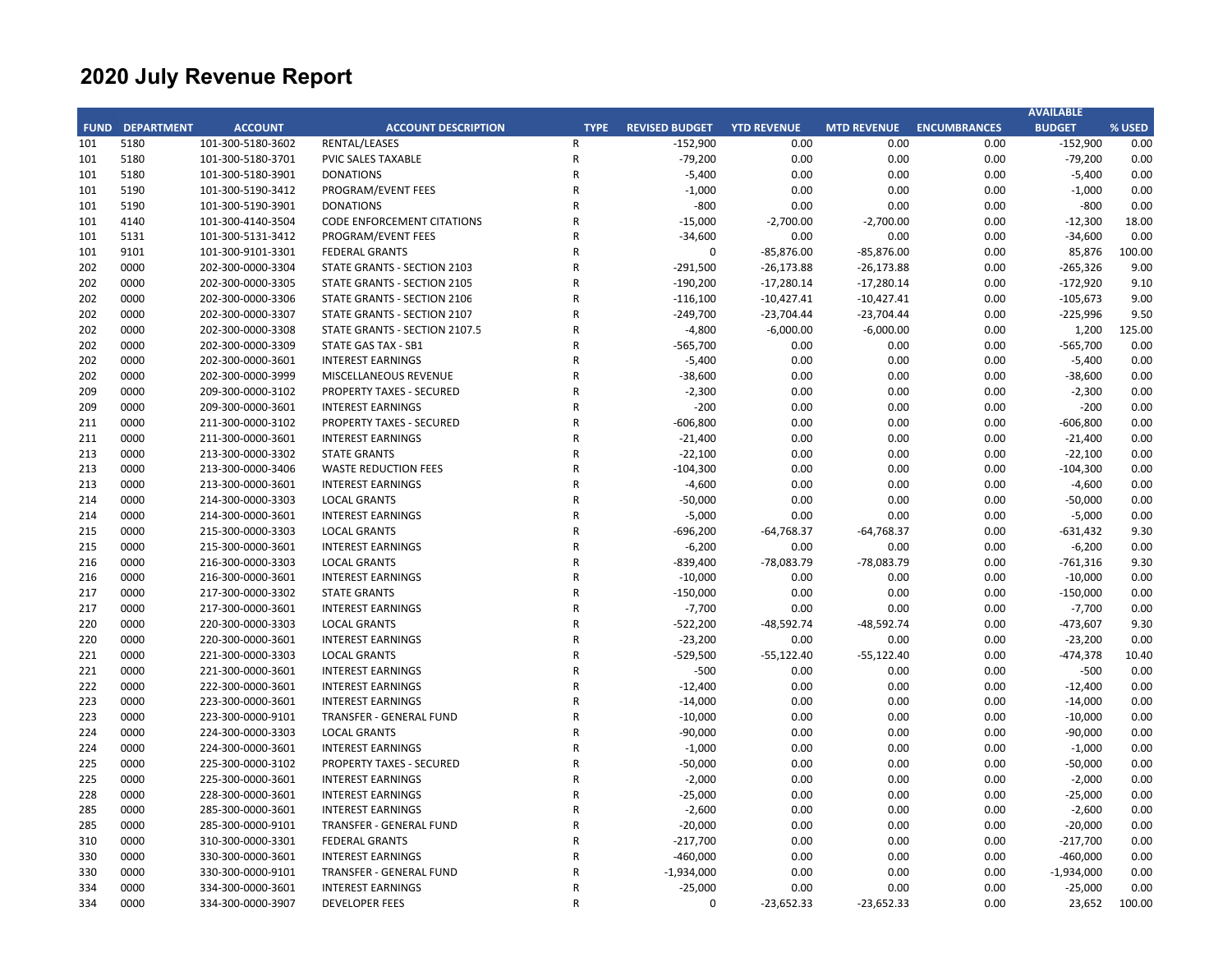# 2020 July Revenue Report

| FUND | DEPARTMENT | ACCOUNT | ACCOUNT DESCRIPTION | TYPE | REVISED BUDGET | YTD REVENUE | MTD REVENUE | ENCUMBRANCES | AVAILABLE BUDGET | % USED |
|---|---|---|---|---|---|---|---|---|---|---|
| 101 | 5180 | 101-300-5180-3602 | RENTAL/LEASES | R | -152,900 | 0.00 | 0.00 | 0.00 | -152,900 | 0.00 |
| 101 | 5180 | 101-300-5180-3701 | PVIC SALES TAXABLE | R | -79,200 | 0.00 | 0.00 | 0.00 | -79,200 | 0.00 |
| 101 | 5180 | 101-300-5180-3901 | DONATIONS | R | -5,400 | 0.00 | 0.00 | 0.00 | -5,400 | 0.00 |
| 101 | 5190 | 101-300-5190-3412 | PROGRAM/EVENT FEES | R | -1,000 | 0.00 | 0.00 | 0.00 | -1,000 | 0.00 |
| 101 | 5190 | 101-300-5190-3901 | DONATIONS | R | -800 | 0.00 | 0.00 | 0.00 | -800 | 0.00 |
| 101 | 4140 | 101-300-4140-3504 | CODE ENFORCEMENT CITATIONS | R | -15,000 | -2,700.00 | -2,700.00 | 0.00 | -12,300 | 18.00 |
| 101 | 5131 | 101-300-5131-3412 | PROGRAM/EVENT FEES | R | -34,600 | 0.00 | 0.00 | 0.00 | -34,600 | 0.00 |
| 101 | 9101 | 101-300-9101-3301 | FEDERAL GRANTS | R | 0 | -85,876.00 | -85,876.00 | 0.00 | 85,876 | 100.00 |
| 202 | 0000 | 202-300-0000-3304 | STATE GRANTS - SECTION 2103 | R | -291,500 | -26,173.88 | -26,173.88 | 0.00 | -265,326 | 9.00 |
| 202 | 0000 | 202-300-0000-3305 | STATE GRANTS - SECTION 2105 | R | -190,200 | -17,280.14 | -17,280.14 | 0.00 | -172,920 | 9.10 |
| 202 | 0000 | 202-300-0000-3306 | STATE GRANTS - SECTION 2106 | R | -116,100 | -10,427.41 | -10,427.41 | 0.00 | -105,673 | 9.00 |
| 202 | 0000 | 202-300-0000-3307 | STATE GRANTS - SECTION 2107 | R | -249,700 | -23,704.44 | -23,704.44 | 0.00 | -225,996 | 9.50 |
| 202 | 0000 | 202-300-0000-3308 | STATE GRANTS - SECTION 2107.5 | R | -4,800 | -6,000.00 | -6,000.00 | 0.00 | 1,200 | 125.00 |
| 202 | 0000 | 202-300-0000-3309 | STATE GAS TAX - SB1 | R | -565,700 | 0.00 | 0.00 | 0.00 | -565,700 | 0.00 |
| 202 | 0000 | 202-300-0000-3601 | INTEREST EARNINGS | R | -5,400 | 0.00 | 0.00 | 0.00 | -5,400 | 0.00 |
| 202 | 0000 | 202-300-0000-3999 | MISCELLANEOUS REVENUE | R | -38,600 | 0.00 | 0.00 | 0.00 | -38,600 | 0.00 |
| 209 | 0000 | 209-300-0000-3102 | PROPERTY TAXES - SECURED | R | -2,300 | 0.00 | 0.00 | 0.00 | -2,300 | 0.00 |
| 209 | 0000 | 209-300-0000-3601 | INTEREST EARNINGS | R | -200 | 0.00 | 0.00 | 0.00 | -200 | 0.00 |
| 211 | 0000 | 211-300-0000-3102 | PROPERTY TAXES - SECURED | R | -606,800 | 0.00 | 0.00 | 0.00 | -606,800 | 0.00 |
| 211 | 0000 | 211-300-0000-3601 | INTEREST EARNINGS | R | -21,400 | 0.00 | 0.00 | 0.00 | -21,400 | 0.00 |
| 213 | 0000 | 213-300-0000-3302 | STATE GRANTS | R | -22,100 | 0.00 | 0.00 | 0.00 | -22,100 | 0.00 |
| 213 | 0000 | 213-300-0000-3406 | WASTE REDUCTION FEES | R | -104,300 | 0.00 | 0.00 | 0.00 | -104,300 | 0.00 |
| 213 | 0000 | 213-300-0000-3601 | INTEREST EARNINGS | R | -4,600 | 0.00 | 0.00 | 0.00 | -4,600 | 0.00 |
| 214 | 0000 | 214-300-0000-3303 | LOCAL GRANTS | R | -50,000 | 0.00 | 0.00 | 0.00 | -50,000 | 0.00 |
| 214 | 0000 | 214-300-0000-3601 | INTEREST EARNINGS | R | -5,000 | 0.00 | 0.00 | 0.00 | -5,000 | 0.00 |
| 215 | 0000 | 215-300-0000-3303 | LOCAL GRANTS | R | -696,200 | -64,768.37 | -64,768.37 | 0.00 | -631,432 | 9.30 |
| 215 | 0000 | 215-300-0000-3601 | INTEREST EARNINGS | R | -6,200 | 0.00 | 0.00 | 0.00 | -6,200 | 0.00 |
| 216 | 0000 | 216-300-0000-3303 | LOCAL GRANTS | R | -839,400 | -78,083.79 | -78,083.79 | 0.00 | -761,316 | 9.30 |
| 216 | 0000 | 216-300-0000-3601 | INTEREST EARNINGS | R | -10,000 | 0.00 | 0.00 | 0.00 | -10,000 | 0.00 |
| 217 | 0000 | 217-300-0000-3302 | STATE GRANTS | R | -150,000 | 0.00 | 0.00 | 0.00 | -150,000 | 0.00 |
| 217 | 0000 | 217-300-0000-3601 | INTEREST EARNINGS | R | -7,700 | 0.00 | 0.00 | 0.00 | -7,700 | 0.00 |
| 220 | 0000 | 220-300-0000-3303 | LOCAL GRANTS | R | -522,200 | -48,592.74 | -48,592.74 | 0.00 | -473,607 | 9.30 |
| 220 | 0000 | 220-300-0000-3601 | INTEREST EARNINGS | R | -23,200 | 0.00 | 0.00 | 0.00 | -23,200 | 0.00 |
| 221 | 0000 | 221-300-0000-3303 | LOCAL GRANTS | R | -529,500 | -55,122.40 | -55,122.40 | 0.00 | -474,378 | 10.40 |
| 221 | 0000 | 221-300-0000-3601 | INTEREST EARNINGS | R | -500 | 0.00 | 0.00 | 0.00 | -500 | 0.00 |
| 222 | 0000 | 222-300-0000-3601 | INTEREST EARNINGS | R | -12,400 | 0.00 | 0.00 | 0.00 | -12,400 | 0.00 |
| 223 | 0000 | 223-300-0000-3601 | INTEREST EARNINGS | R | -14,000 | 0.00 | 0.00 | 0.00 | -14,000 | 0.00 |
| 223 | 0000 | 223-300-0000-9101 | TRANSFER - GENERAL FUND | R | -10,000 | 0.00 | 0.00 | 0.00 | -10,000 | 0.00 |
| 224 | 0000 | 224-300-0000-3303 | LOCAL GRANTS | R | -90,000 | 0.00 | 0.00 | 0.00 | -90,000 | 0.00 |
| 224 | 0000 | 224-300-0000-3601 | INTEREST EARNINGS | R | -1,000 | 0.00 | 0.00 | 0.00 | -1,000 | 0.00 |
| 225 | 0000 | 225-300-0000-3102 | PROPERTY TAXES - SECURED | R | -50,000 | 0.00 | 0.00 | 0.00 | -50,000 | 0.00 |
| 225 | 0000 | 225-300-0000-3601 | INTEREST EARNINGS | R | -2,000 | 0.00 | 0.00 | 0.00 | -2,000 | 0.00 |
| 228 | 0000 | 228-300-0000-3601 | INTEREST EARNINGS | R | -25,000 | 0.00 | 0.00 | 0.00 | -25,000 | 0.00 |
| 285 | 0000 | 285-300-0000-3601 | INTEREST EARNINGS | R | -2,600 | 0.00 | 0.00 | 0.00 | -2,600 | 0.00 |
| 285 | 0000 | 285-300-0000-9101 | TRANSFER - GENERAL FUND | R | -20,000 | 0.00 | 0.00 | 0.00 | -20,000 | 0.00 |
| 310 | 0000 | 310-300-0000-3301 | FEDERAL GRANTS | R | -217,700 | 0.00 | 0.00 | 0.00 | -217,700 | 0.00 |
| 330 | 0000 | 330-300-0000-3601 | INTEREST EARNINGS | R | -460,000 | 0.00 | 0.00 | 0.00 | -460,000 | 0.00 |
| 330 | 0000 | 330-300-0000-9101 | TRANSFER - GENERAL FUND | R | -1,934,000 | 0.00 | 0.00 | 0.00 | -1,934,000 | 0.00 |
| 334 | 0000 | 334-300-0000-3601 | INTEREST EARNINGS | R | -25,000 | 0.00 | 0.00 | 0.00 | -25,000 | 0.00 |
| 334 | 0000 | 334-300-0000-3907 | DEVELOPER FEES | R | 0 | -23,652.33 | -23,652.33 | 0.00 | 23,652 | 100.00 |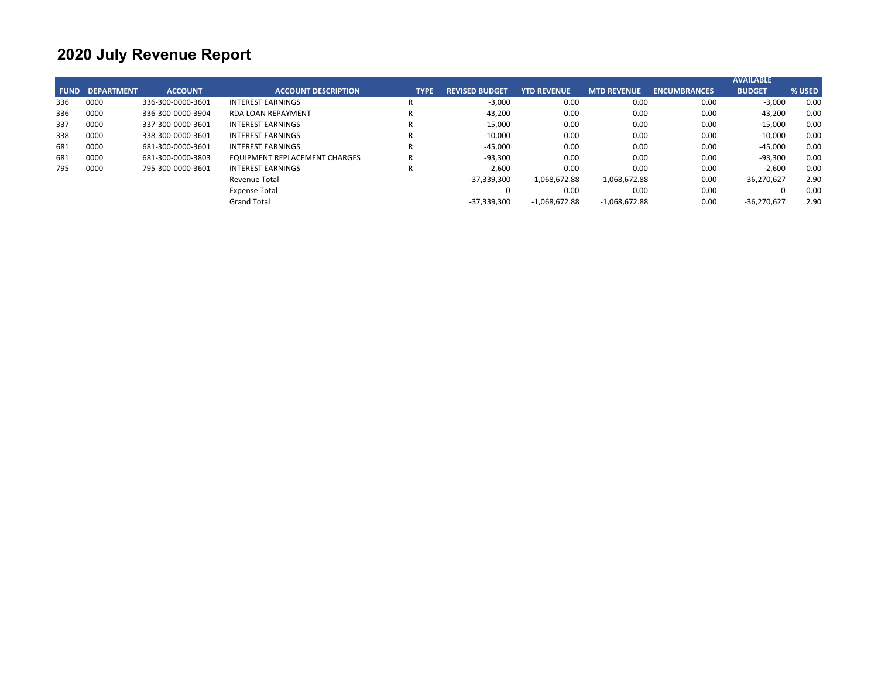# 2020 July Revenue Report

| FUND | DEPARTMENT | ACCOUNT | ACCOUNT DESCRIPTION | TYPE | REVISED BUDGET | YTD REVENUE | MTD REVENUE | ENCUMBRANCES | AVAILABLE BUDGET | % USED |
|---|---|---|---|---|---|---|---|---|---|---|
| 336 | 0000 | 336-300-0000-3601 | INTEREST EARNINGS | R | -3,000 | 0.00 | 0.00 | 0.00 | -3,000 | 0.00 |
| 336 | 0000 | 336-300-0000-3904 | RDA LOAN REPAYMENT | R | -43,200 | 0.00 | 0.00 | 0.00 | -43,200 | 0.00 |
| 337 | 0000 | 337-300-0000-3601 | INTEREST EARNINGS | R | -15,000 | 0.00 | 0.00 | 0.00 | -15,000 | 0.00 |
| 338 | 0000 | 338-300-0000-3601 | INTEREST EARNINGS | R | -10,000 | 0.00 | 0.00 | 0.00 | -10,000 | 0.00 |
| 681 | 0000 | 681-300-0000-3601 | INTEREST EARNINGS | R | -45,000 | 0.00 | 0.00 | 0.00 | -45,000 | 0.00 |
| 681 | 0000 | 681-300-0000-3803 | EQUIPMENT REPLACEMENT CHARGES | R | -93,300 | 0.00 | 0.00 | 0.00 | -93,300 | 0.00 |
| 795 | 0000 | 795-300-0000-3601 | INTEREST EARNINGS | R | -2,600 | 0.00 | 0.00 | 0.00 | -2,600 | 0.00 |
| | | | Revenue Total | | -37,339,300 | -1,068,672.88 | -1,068,672.88 | 0.00 | -36,270,627 | 2.90 |
| | | | Expense Total | | 0 | 0.00 | 0.00 | 0.00 | 0 | 0.00 |
| | | | Grand Total | | -37,339,300 | -1,068,672.88 | -1,068,672.88 | 0.00 | -36,270,627 | 2.90 |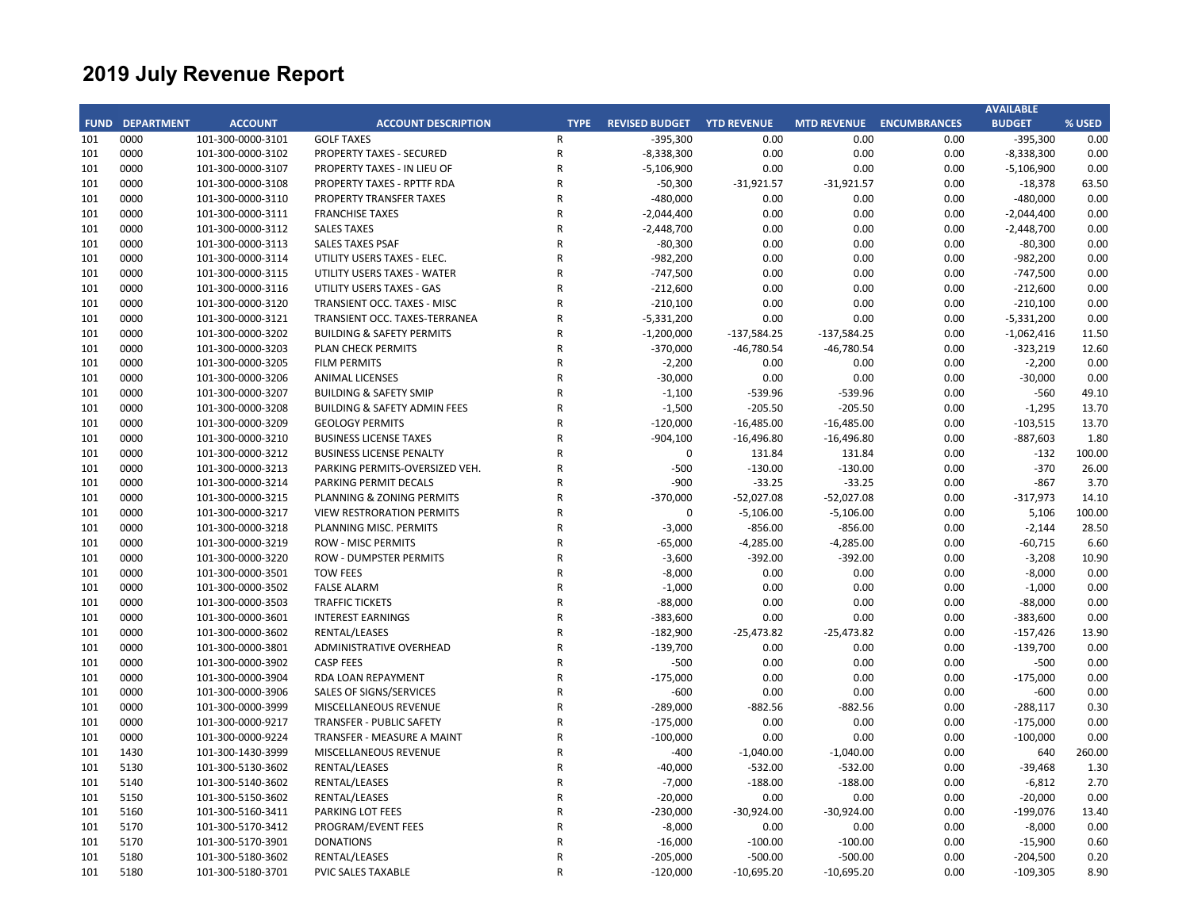# 2019 July Revenue Report

| FUND | DEPARTMENT | ACCOUNT | ACCOUNT DESCRIPTION | TYPE | REVISED BUDGET | YTD REVENUE | MTD REVENUE | ENCUMBRANCES | AVAILABLE BUDGET | % USED |
|---|---|---|---|---|---|---|---|---|---|---|
| 101 | 0000 | 101-300-0000-3101 | GOLF TAXES | R | -395,300 | 0.00 | 0.00 | 0.00 | -395,300 | 0.00 |
| 101 | 0000 | 101-300-0000-3102 | PROPERTY TAXES - SECURED | R | -8,338,300 | 0.00 | 0.00 | 0.00 | -8,338,300 | 0.00 |
| 101 | 0000 | 101-300-0000-3107 | PROPERTY TAXES - IN LIEU OF | R | -5,106,900 | 0.00 | 0.00 | 0.00 | -5,106,900 | 0.00 |
| 101 | 0000 | 101-300-0000-3108 | PROPERTY TAXES - RPTTF RDA | R | -50,300 | -31,921.57 | -31,921.57 | 0.00 | -18,378 | 63.50 |
| 101 | 0000 | 101-300-0000-3110 | PROPERTY TRANSFER TAXES | R | -480,000 | 0.00 | 0.00 | 0.00 | -480,000 | 0.00 |
| 101 | 0000 | 101-300-0000-3111 | FRANCHISE TAXES | R | -2,044,400 | 0.00 | 0.00 | 0.00 | -2,044,400 | 0.00 |
| 101 | 0000 | 101-300-0000-3112 | SALES TAXES | R | -2,448,700 | 0.00 | 0.00 | 0.00 | -2,448,700 | 0.00 |
| 101 | 0000 | 101-300-0000-3113 | SALES TAXES PSAF | R | -80,300 | 0.00 | 0.00 | 0.00 | -80,300 | 0.00 |
| 101 | 0000 | 101-300-0000-3114 | UTILITY USERS TAXES - ELEC. | R | -982,200 | 0.00 | 0.00 | 0.00 | -982,200 | 0.00 |
| 101 | 0000 | 101-300-0000-3115 | UTILITY USERS TAXES - WATER | R | -747,500 | 0.00 | 0.00 | 0.00 | -747,500 | 0.00 |
| 101 | 0000 | 101-300-0000-3116 | UTILITY USERS TAXES - GAS | R | -212,600 | 0.00 | 0.00 | 0.00 | -212,600 | 0.00 |
| 101 | 0000 | 101-300-0000-3120 | TRANSIENT OCC. TAXES - MISC | R | -210,100 | 0.00 | 0.00 | 0.00 | -210,100 | 0.00 |
| 101 | 0000 | 101-300-0000-3121 | TRANSIENT OCC. TAXES-TERRANEA | R | -5,331,200 | 0.00 | 0.00 | 0.00 | -5,331,200 | 0.00 |
| 101 | 0000 | 101-300-0000-3202 | BUILDING & SAFETY PERMITS | R | -1,200,000 | -137,584.25 | -137,584.25 | 0.00 | -1,062,416 | 11.50 |
| 101 | 0000 | 101-300-0000-3203 | PLAN CHECK PERMITS | R | -370,000 | -46,780.54 | -46,780.54 | 0.00 | -323,219 | 12.60 |
| 101 | 0000 | 101-300-0000-3205 | FILM PERMITS | R | -2,200 | 0.00 | 0.00 | 0.00 | -2,200 | 0.00 |
| 101 | 0000 | 101-300-0000-3206 | ANIMAL LICENSES | R | -30,000 | 0.00 | 0.00 | 0.00 | -30,000 | 0.00 |
| 101 | 0000 | 101-300-0000-3207 | BUILDING & SAFETY SMIP | R | -1,100 | -539.96 | -539.96 | 0.00 | -560 | 49.10 |
| 101 | 0000 | 101-300-0000-3208 | BUILDING & SAFETY ADMIN FEES | R | -1,500 | -205.50 | -205.50 | 0.00 | -1,295 | 13.70 |
| 101 | 0000 | 101-300-0000-3209 | GEOLOGY PERMITS | R | -120,000 | -16,485.00 | -16,485.00 | 0.00 | -103,515 | 13.70 |
| 101 | 0000 | 101-300-0000-3210 | BUSINESS LICENSE TAXES | R | -904,100 | -16,496.80 | -16,496.80 | 0.00 | -887,603 | 1.80 |
| 101 | 0000 | 101-300-0000-3212 | BUSINESS LICENSE PENALTY | R | 0 | 131.84 | 131.84 | 0.00 | -132 | 100.00 |
| 101 | 0000 | 101-300-0000-3213 | PARKING PERMITS-OVERSIZED VEH. | R | -500 | -130.00 | -130.00 | 0.00 | -370 | 26.00 |
| 101 | 0000 | 101-300-0000-3214 | PARKING PERMIT DECALS | R | -900 | -33.25 | -33.25 | 0.00 | -867 | 3.70 |
| 101 | 0000 | 101-300-0000-3215 | PLANNING & ZONING PERMITS | R | -370,000 | -52,027.08 | -52,027.08 | 0.00 | -317,973 | 14.10 |
| 101 | 0000 | 101-300-0000-3217 | VIEW RESTRORATION PERMITS | R | 0 | -5,106.00 | -5,106.00 | 0.00 | 5,106 | 100.00 |
| 101 | 0000 | 101-300-0000-3218 | PLANNING MISC. PERMITS | R | -3,000 | -856.00 | -856.00 | 0.00 | -2,144 | 28.50 |
| 101 | 0000 | 101-300-0000-3219 | ROW - MISC PERMITS | R | -65,000 | -4,285.00 | -4,285.00 | 0.00 | -60,715 | 6.60 |
| 101 | 0000 | 101-300-0000-3220 | ROW - DUMPSTER PERMITS | R | -3,600 | -392.00 | -392.00 | 0.00 | -3,208 | 10.90 |
| 101 | 0000 | 101-300-0000-3501 | TOW FEES | R | -8,000 | 0.00 | 0.00 | 0.00 | -8,000 | 0.00 |
| 101 | 0000 | 101-300-0000-3502 | FALSE ALARM | R | -1,000 | 0.00 | 0.00 | 0.00 | -1,000 | 0.00 |
| 101 | 0000 | 101-300-0000-3503 | TRAFFIC TICKETS | R | -88,000 | 0.00 | 0.00 | 0.00 | -88,000 | 0.00 |
| 101 | 0000 | 101-300-0000-3601 | INTEREST EARNINGS | R | -383,600 | 0.00 | 0.00 | 0.00 | -383,600 | 0.00 |
| 101 | 0000 | 101-300-0000-3602 | RENTAL/LEASES | R | -182,900 | -25,473.82 | -25,473.82 | 0.00 | -157,426 | 13.90 |
| 101 | 0000 | 101-300-0000-3801 | ADMINISTRATIVE OVERHEAD | R | -139,700 | 0.00 | 0.00 | 0.00 | -139,700 | 0.00 |
| 101 | 0000 | 101-300-0000-3902 | CASP FEES | R | -500 | 0.00 | 0.00 | 0.00 | -500 | 0.00 |
| 101 | 0000 | 101-300-0000-3904 | RDA LOAN REPAYMENT | R | -175,000 | 0.00 | 0.00 | 0.00 | -175,000 | 0.00 |
| 101 | 0000 | 101-300-0000-3906 | SALES OF SIGNS/SERVICES | R | -600 | 0.00 | 0.00 | 0.00 | -600 | 0.00 |
| 101 | 0000 | 101-300-0000-3999 | MISCELLANEOUS REVENUE | R | -289,000 | -882.56 | -882.56 | 0.00 | -288,117 | 0.30 |
| 101 | 0000 | 101-300-0000-9217 | TRANSFER - PUBLIC SAFETY | R | -175,000 | 0.00 | 0.00 | 0.00 | -175,000 | 0.00 |
| 101 | 0000 | 101-300-0000-9224 | TRANSFER - MEASURE A MAINT | R | -100,000 | 0.00 | 0.00 | 0.00 | -100,000 | 0.00 |
| 101 | 1430 | 101-300-1430-3999 | MISCELLANEOUS REVENUE | R | -400 | -1,040.00 | -1,040.00 | 0.00 | 640 | 260.00 |
| 101 | 5130 | 101-300-5130-3602 | RENTAL/LEASES | R | -40,000 | -532.00 | -532.00 | 0.00 | -39,468 | 1.30 |
| 101 | 5140 | 101-300-5140-3602 | RENTAL/LEASES | R | -7,000 | -188.00 | -188.00 | 0.00 | -6,812 | 2.70 |
| 101 | 5150 | 101-300-5150-3602 | RENTAL/LEASES | R | -20,000 | 0.00 | 0.00 | 0.00 | -20,000 | 0.00 |
| 101 | 5160 | 101-300-5160-3411 | PARKING LOT FEES | R | -230,000 | -30,924.00 | -30,924.00 | 0.00 | -199,076 | 13.40 |
| 101 | 5170 | 101-300-5170-3412 | PROGRAM/EVENT FEES | R | -8,000 | 0.00 | 0.00 | 0.00 | -8,000 | 0.00 |
| 101 | 5170 | 101-300-5170-3901 | DONATIONS | R | -16,000 | -100.00 | -100.00 | 0.00 | -15,900 | 0.60 |
| 101 | 5180 | 101-300-5180-3602 | RENTAL/LEASES | R | -205,000 | -500.00 | -500.00 | 0.00 | -204,500 | 0.20 |
| 101 | 5180 | 101-300-5180-3701 | PVIC SALES TAXABLE | R | -120,000 | -10,695.20 | -10,695.20 | 0.00 | -109,305 | 8.90 |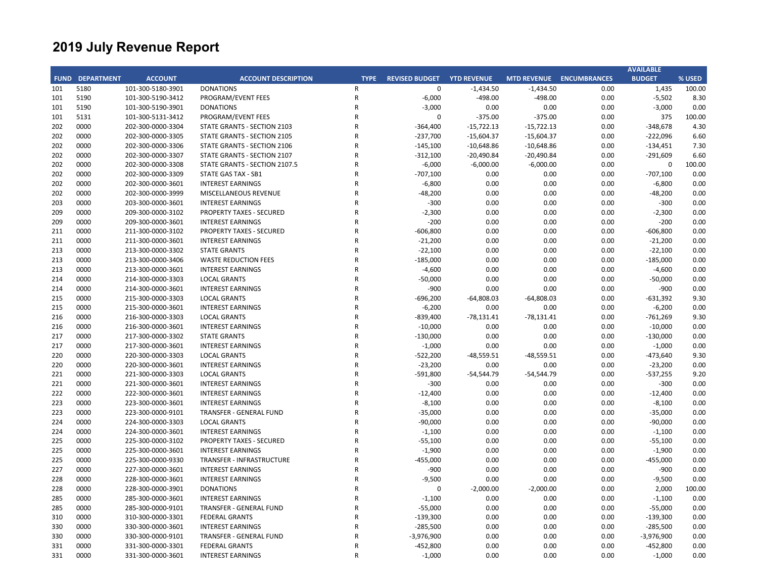# 2019 July Revenue Report

| FUND | DEPARTMENT | ACCOUNT | ACCOUNT DESCRIPTION | TYPE | REVISED BUDGET | YTD REVENUE | MTD REVENUE | ENCUMBRANCES | AVAILABLE BUDGET | % USED |
|---|---|---|---|---|---|---|---|---|---|---|
| 101 | 5180 | 101-300-5180-3901 | DONATIONS | R | 0 | -1,434.50 | -1,434.50 | 0.00 | 1,435 | 100.00 |
| 101 | 5190 | 101-300-5190-3412 | PROGRAM/EVENT FEES | R | -6,000 | -498.00 | -498.00 | 0.00 | -5,502 | 8.30 |
| 101 | 5190 | 101-300-5190-3901 | DONATIONS | R | -3,000 | 0.00 | 0.00 | 0.00 | -3,000 | 0.00 |
| 101 | 5131 | 101-300-5131-3412 | PROGRAM/EVENT FEES | R | 0 | -375.00 | -375.00 | 0.00 | 375 | 100.00 |
| 202 | 0000 | 202-300-0000-3304 | STATE GRANTS - SECTION 2103 | R | -364,400 | -15,722.13 | -15,722.13 | 0.00 | -348,678 | 4.30 |
| 202 | 0000 | 202-300-0000-3305 | STATE GRANTS - SECTION 2105 | R | -237,700 | -15,604.37 | -15,604.37 | 0.00 | -222,096 | 6.60 |
| 202 | 0000 | 202-300-0000-3306 | STATE GRANTS - SECTION 2106 | R | -145,100 | -10,648.86 | -10,648.86 | 0.00 | -134,451 | 7.30 |
| 202 | 0000 | 202-300-0000-3307 | STATE GRANTS - SECTION 2107 | R | -312,100 | -20,490.84 | -20,490.84 | 0.00 | -291,609 | 6.60 |
| 202 | 0000 | 202-300-0000-3308 | STATE GRANTS - SECTION 2107.5 | R | -6,000 | -6,000.00 | -6,000.00 | 0.00 | 0 | 100.00 |
| 202 | 0000 | 202-300-0000-3309 | STATE GAS TAX - SB1 | R | -707,100 | 0.00 | 0.00 | 0.00 | -707,100 | 0.00 |
| 202 | 0000 | 202-300-0000-3601 | INTEREST EARNINGS | R | -6,800 | 0.00 | 0.00 | 0.00 | -6,800 | 0.00 |
| 202 | 0000 | 202-300-0000-3999 | MISCELLANEOUS REVENUE | R | -48,200 | 0.00 | 0.00 | 0.00 | -48,200 | 0.00 |
| 203 | 0000 | 203-300-0000-3601 | INTEREST EARNINGS | R | -300 | 0.00 | 0.00 | 0.00 | -300 | 0.00 |
| 209 | 0000 | 209-300-0000-3102 | PROPERTY TAXES - SECURED | R | -2,300 | 0.00 | 0.00 | 0.00 | -2,300 | 0.00 |
| 209 | 0000 | 209-300-0000-3601 | INTEREST EARNINGS | R | -200 | 0.00 | 0.00 | 0.00 | -200 | 0.00 |
| 211 | 0000 | 211-300-0000-3102 | PROPERTY TAXES - SECURED | R | -606,800 | 0.00 | 0.00 | 0.00 | -606,800 | 0.00 |
| 211 | 0000 | 211-300-0000-3601 | INTEREST EARNINGS | R | -21,200 | 0.00 | 0.00 | 0.00 | -21,200 | 0.00 |
| 213 | 0000 | 213-300-0000-3302 | STATE GRANTS | R | -22,100 | 0.00 | 0.00 | 0.00 | -22,100 | 0.00 |
| 213 | 0000 | 213-300-0000-3406 | WASTE REDUCTION FEES | R | -185,000 | 0.00 | 0.00 | 0.00 | -185,000 | 0.00 |
| 213 | 0000 | 213-300-0000-3601 | INTEREST EARNINGS | R | -4,600 | 0.00 | 0.00 | 0.00 | -4,600 | 0.00 |
| 214 | 0000 | 214-300-0000-3303 | LOCAL GRANTS | R | -50,000 | 0.00 | 0.00 | 0.00 | -50,000 | 0.00 |
| 214 | 0000 | 214-300-0000-3601 | INTEREST EARNINGS | R | -900 | 0.00 | 0.00 | 0.00 | -900 | 0.00 |
| 215 | 0000 | 215-300-0000-3303 | LOCAL GRANTS | R | -696,200 | -64,808.03 | -64,808.03 | 0.00 | -631,392 | 9.30 |
| 215 | 0000 | 215-300-0000-3601 | INTEREST EARNINGS | R | -6,200 | 0.00 | 0.00 | 0.00 | -6,200 | 0.00 |
| 216 | 0000 | 216-300-0000-3303 | LOCAL GRANTS | R | -839,400 | -78,131.41 | -78,131.41 | 0.00 | -761,269 | 9.30 |
| 216 | 0000 | 216-300-0000-3601 | INTEREST EARNINGS | R | -10,000 | 0.00 | 0.00 | 0.00 | -10,000 | 0.00 |
| 217 | 0000 | 217-300-0000-3302 | STATE GRANTS | R | -130,000 | 0.00 | 0.00 | 0.00 | -130,000 | 0.00 |
| 217 | 0000 | 217-300-0000-3601 | INTEREST EARNINGS | R | -1,000 | 0.00 | 0.00 | 0.00 | -1,000 | 0.00 |
| 220 | 0000 | 220-300-0000-3303 | LOCAL GRANTS | R | -522,200 | -48,559.51 | -48,559.51 | 0.00 | -473,640 | 9.30 |
| 220 | 0000 | 220-300-0000-3601 | INTEREST EARNINGS | R | -23,200 | 0.00 | 0.00 | 0.00 | -23,200 | 0.00 |
| 221 | 0000 | 221-300-0000-3303 | LOCAL GRANTS | R | -591,800 | -54,544.79 | -54,544.79 | 0.00 | -537,255 | 9.20 |
| 221 | 0000 | 221-300-0000-3601 | INTEREST EARNINGS | R | -300 | 0.00 | 0.00 | 0.00 | -300 | 0.00 |
| 222 | 0000 | 222-300-0000-3601 | INTEREST EARNINGS | R | -12,400 | 0.00 | 0.00 | 0.00 | -12,400 | 0.00 |
| 223 | 0000 | 223-300-0000-3601 | INTEREST EARNINGS | R | -8,100 | 0.00 | 0.00 | 0.00 | -8,100 | 0.00 |
| 223 | 0000 | 223-300-0000-9101 | TRANSFER - GENERAL FUND | R | -35,000 | 0.00 | 0.00 | 0.00 | -35,000 | 0.00 |
| 224 | 0000 | 224-300-0000-3303 | LOCAL GRANTS | R | -90,000 | 0.00 | 0.00 | 0.00 | -90,000 | 0.00 |
| 224 | 0000 | 224-300-0000-3601 | INTEREST EARNINGS | R | -1,100 | 0.00 | 0.00 | 0.00 | -1,100 | 0.00 |
| 225 | 0000 | 225-300-0000-3102 | PROPERTY TAXES - SECURED | R | -55,100 | 0.00 | 0.00 | 0.00 | -55,100 | 0.00 |
| 225 | 0000 | 225-300-0000-3601 | INTEREST EARNINGS | R | -1,900 | 0.00 | 0.00 | 0.00 | -1,900 | 0.00 |
| 225 | 0000 | 225-300-0000-9330 | TRANSFER - INFRASTRUCTURE | R | -455,000 | 0.00 | 0.00 | 0.00 | -455,000 | 0.00 |
| 227 | 0000 | 227-300-0000-3601 | INTEREST EARNINGS | R | -900 | 0.00 | 0.00 | 0.00 | -900 | 0.00 |
| 228 | 0000 | 228-300-0000-3601 | INTEREST EARNINGS | R | -9,500 | 0.00 | 0.00 | 0.00 | -9,500 | 0.00 |
| 228 | 0000 | 228-300-0000-3901 | DONATIONS | R | 0 | -2,000.00 | -2,000.00 | 0.00 | 2,000 | 100.00 |
| 285 | 0000 | 285-300-0000-3601 | INTEREST EARNINGS | R | -1,100 | 0.00 | 0.00 | 0.00 | -1,100 | 0.00 |
| 285 | 0000 | 285-300-0000-9101 | TRANSFER - GENERAL FUND | R | -55,000 | 0.00 | 0.00 | 0.00 | -55,000 | 0.00 |
| 310 | 0000 | 310-300-0000-3301 | FEDERAL GRANTS | R | -139,300 | 0.00 | 0.00 | 0.00 | -139,300 | 0.00 |
| 330 | 0000 | 330-300-0000-3601 | INTEREST EARNINGS | R | -285,500 | 0.00 | 0.00 | 0.00 | -285,500 | 0.00 |
| 330 | 0000 | 330-300-0000-9101 | TRANSFER - GENERAL FUND | R | -3,976,900 | 0.00 | 0.00 | 0.00 | -3,976,900 | 0.00 |
| 331 | 0000 | 331-300-0000-3301 | FEDERAL GRANTS | R | -452,800 | 0.00 | 0.00 | 0.00 | -452,800 | 0.00 |
| 331 | 0000 | 331-300-0000-3601 | INTEREST EARNINGS | R | -1,000 | 0.00 | 0.00 | 0.00 | -1,000 | 0.00 |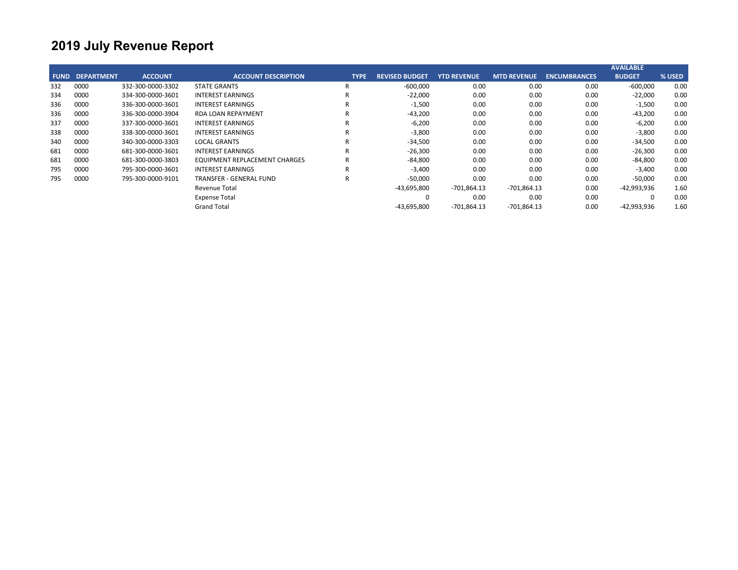# 2019 July Revenue Report

| FUND | DEPARTMENT | ACCOUNT | ACCOUNT DESCRIPTION | TYPE | REVISED BUDGET | YTD REVENUE | MTD REVENUE | ENCUMBRANCES | AVAILABLE BUDGET | % USED |
|---|---|---|---|---|---|---|---|---|---|---|
| 332 | 0000 | 332-300-0000-3302 | STATE GRANTS | R | -600,000 | 0.00 | 0.00 | 0.00 | -600,000 | 0.00 |
| 334 | 0000 | 334-300-0000-3601 | INTEREST EARNINGS | R | -22,000 | 0.00 | 0.00 | 0.00 | -22,000 | 0.00 |
| 336 | 0000 | 336-300-0000-3601 | INTEREST EARNINGS | R | -1,500 | 0.00 | 0.00 | 0.00 | -1,500 | 0.00 |
| 336 | 0000 | 336-300-0000-3904 | RDA LOAN REPAYMENT | R | -43,200 | 0.00 | 0.00 | 0.00 | -43,200 | 0.00 |
| 337 | 0000 | 337-300-0000-3601 | INTEREST EARNINGS | R | -6,200 | 0.00 | 0.00 | 0.00 | -6,200 | 0.00 |
| 338 | 0000 | 338-300-0000-3601 | INTEREST EARNINGS | R | -3,800 | 0.00 | 0.00 | 0.00 | -3,800 | 0.00 |
| 340 | 0000 | 340-300-0000-3303 | LOCAL GRANTS | R | -34,500 | 0.00 | 0.00 | 0.00 | -34,500 | 0.00 |
| 681 | 0000 | 681-300-0000-3601 | INTEREST EARNINGS | R | -26,300 | 0.00 | 0.00 | 0.00 | -26,300 | 0.00 |
| 681 | 0000 | 681-300-0000-3803 | EQUIPMENT REPLACEMENT CHARGES | R | -84,800 | 0.00 | 0.00 | 0.00 | -84,800 | 0.00 |
| 795 | 0000 | 795-300-0000-3601 | INTEREST EARNINGS | R | -3,400 | 0.00 | 0.00 | 0.00 | -3,400 | 0.00 |
| 795 | 0000 | 795-300-0000-9101 | TRANSFER - GENERAL FUND | R | -50,000 | 0.00 | 0.00 | 0.00 | -50,000 | 0.00 |
| | | | Revenue Total | | -43,695,800 | -701,864.13 | -701,864.13 | 0.00 | -42,993,936 | 1.60 |
| | | | Expense Total | | 0 | 0.00 | 0.00 | 0.00 | 0 | 0.00 |
| | | | Grand Total | | -43,695,800 | -701,864.13 | -701,864.13 | 0.00 | -42,993,936 | 1.60 |